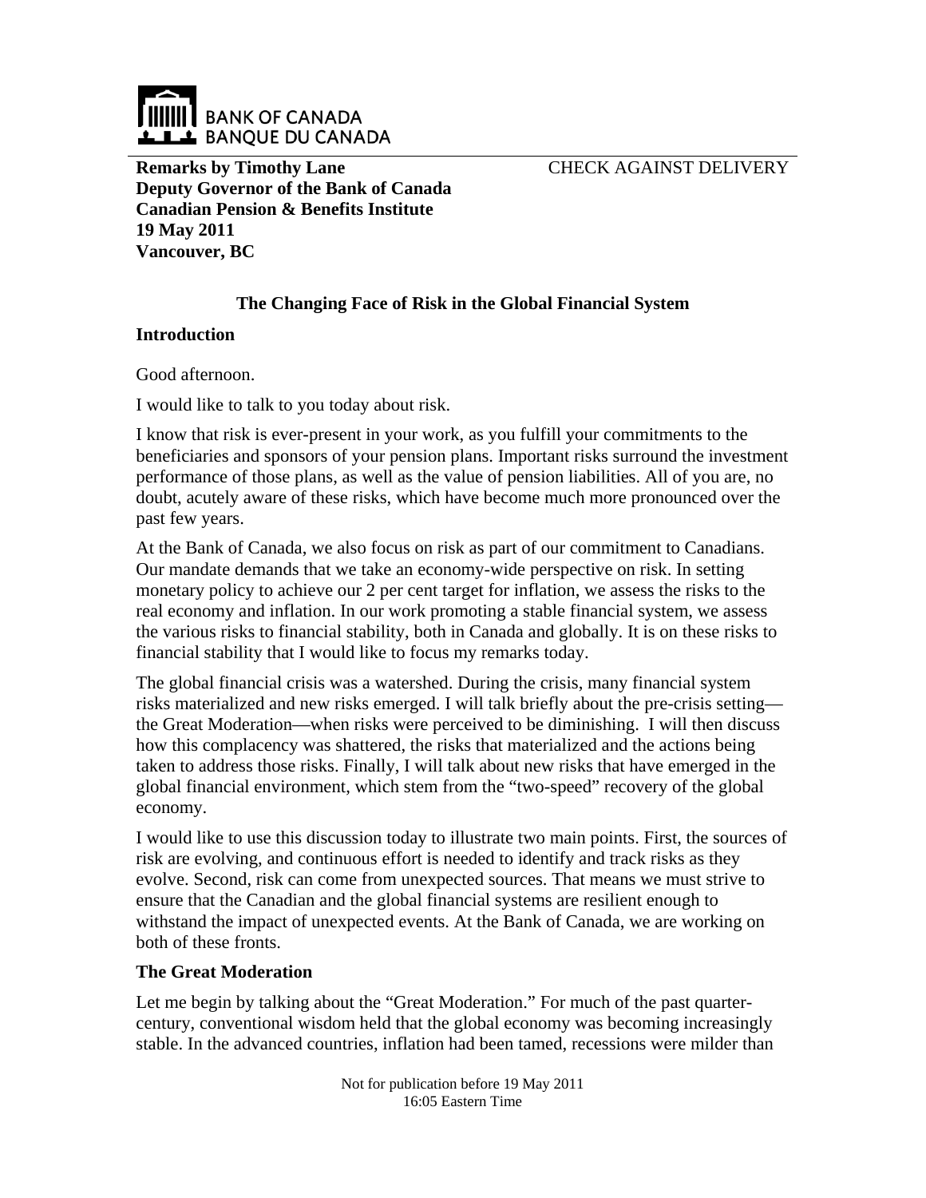BANK OF CANADA
BANQUE DU CANADA

**Remarks by Timothy Lane** CHECK AGAINST DELIVERY
**Deputy Governor of the Bank of Canada**
**Canadian Pension & Benefits Institute**
**19 May 2011**
**Vancouver, BC**

## The Changing Face of Risk in the Global Financial System

### Introduction

Good afternoon.

I would like to talk to you today about risk.

I know that risk is ever-present in your work, as you fulfill your commitments to the beneficiaries and sponsors of your pension plans. Important risks surround the investment performance of those plans, as well as the value of pension liabilities. All of you are, no doubt, acutely aware of these risks, which have become much more pronounced over the past few years.

At the Bank of Canada, we also focus on risk as part of our commitment to Canadians. Our mandate demands that we take an economy-wide perspective on risk. In setting monetary policy to achieve our 2 per cent target for inflation, we assess the risks to the real economy and inflation. In our work promoting a stable financial system, we assess the various risks to financial stability, both in Canada and globally. It is on these risks to financial stability that I would like to focus my remarks today.

The global financial crisis was a watershed. During the crisis, many financial system risks materialized and new risks emerged. I will talk briefly about the pre-crisis setting—the Great Moderation—when risks were perceived to be diminishing. I will then discuss how this complacency was shattered, the risks that materialized and the actions being taken to address those risks. Finally, I will talk about new risks that have emerged in the global financial environment, which stem from the "two-speed" recovery of the global economy.

I would like to use this discussion today to illustrate two main points. First, the sources of risk are evolving, and continuous effort is needed to identify and track risks as they evolve. Second, risk can come from unexpected sources. That means we must strive to ensure that the Canadian and the global financial systems are resilient enough to withstand the impact of unexpected events. At the Bank of Canada, we are working on both of these fronts.

### The Great Moderation

Let me begin by talking about the "Great Moderation." For much of the past quarter-century, conventional wisdom held that the global economy was becoming increasingly stable. In the advanced countries, inflation had been tamed, recessions were milder than

Not for publication before 19 May 2011
16:05 Eastern Time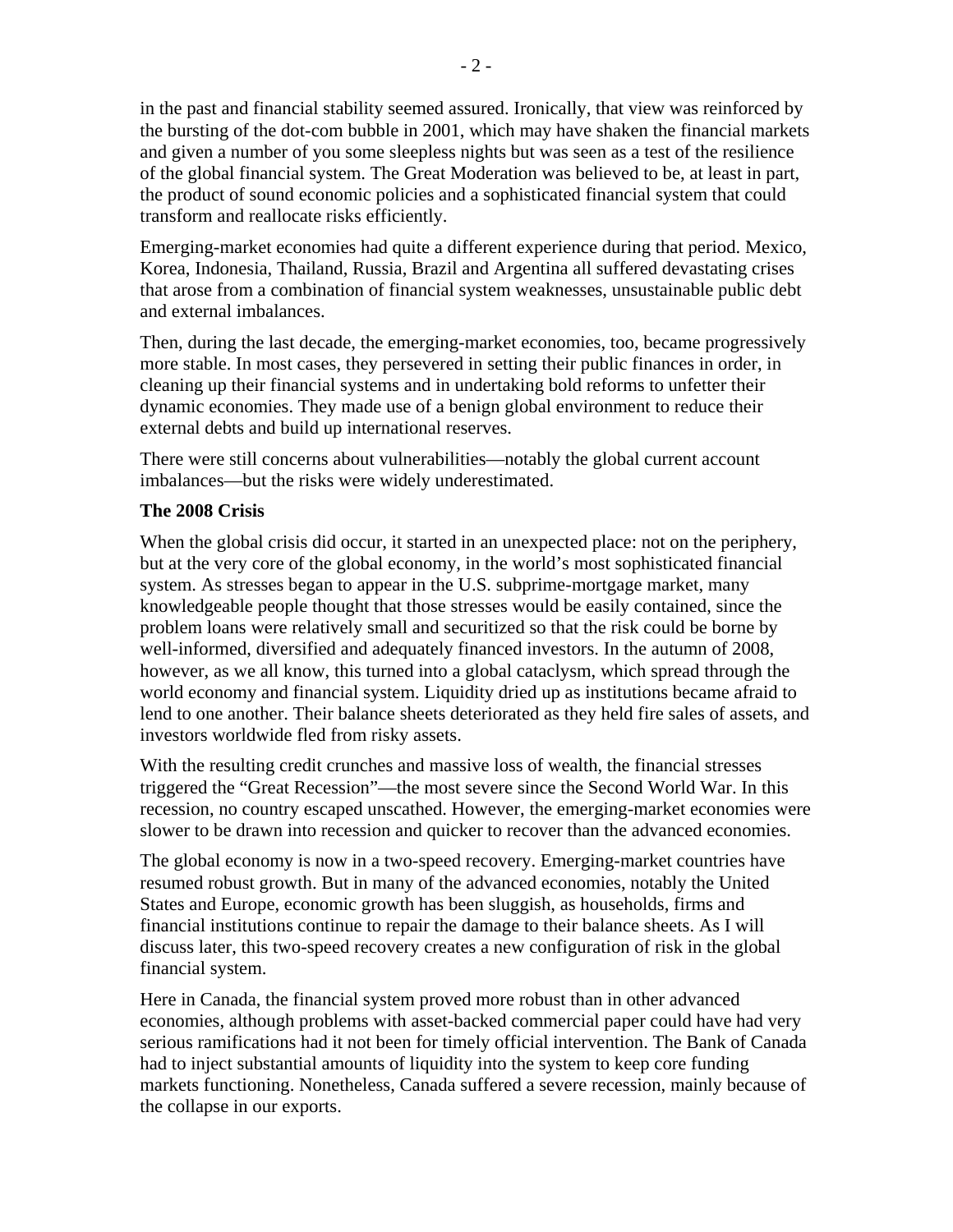in the past and financial stability seemed assured. Ironically, that view was reinforced by the bursting of the dot-com bubble in 2001, which may have shaken the financial markets and given a number of you some sleepless nights but was seen as a test of the resilience of the global financial system. The Great Moderation was believed to be, at least in part, the product of sound economic policies and a sophisticated financial system that could transform and reallocate risks efficiently.

Emerging-market economies had quite a different experience during that period. Mexico, Korea, Indonesia, Thailand, Russia, Brazil and Argentina all suffered devastating crises that arose from a combination of financial system weaknesses, unsustainable public debt and external imbalances.

Then, during the last decade, the emerging-market economies, too, became progressively more stable. In most cases, they persevered in setting their public finances in order, in cleaning up their financial systems and in undertaking bold reforms to unfetter their dynamic economies. They made use of a benign global environment to reduce their external debts and build up international reserves.

There were still concerns about vulnerabilities—notably the global current account imbalances—but the risks were widely underestimated.

**The 2008 Crisis**

When the global crisis did occur, it started in an unexpected place: not on the periphery, but at the very core of the global economy, in the world's most sophisticated financial system. As stresses began to appear in the U.S. subprime-mortgage market, many knowledgeable people thought that those stresses would be easily contained, since the problem loans were relatively small and securitized so that the risk could be borne by well-informed, diversified and adequately financed investors. In the autumn of 2008, however, as we all know, this turned into a global cataclysm, which spread through the world economy and financial system. Liquidity dried up as institutions became afraid to lend to one another. Their balance sheets deteriorated as they held fire sales of assets, and investors worldwide fled from risky assets.

With the resulting credit crunches and massive loss of wealth, the financial stresses triggered the "Great Recession"—the most severe since the Second World War. In this recession, no country escaped unscathed. However, the emerging-market economies were slower to be drawn into recession and quicker to recover than the advanced economies.

The global economy is now in a two-speed recovery. Emerging-market countries have resumed robust growth. But in many of the advanced economies, notably the United States and Europe, economic growth has been sluggish, as households, firms and financial institutions continue to repair the damage to their balance sheets. As I will discuss later, this two-speed recovery creates a new configuration of risk in the global financial system.

Here in Canada, the financial system proved more robust than in other advanced economies, although problems with asset-backed commercial paper could have had very serious ramifications had it not been for timely official intervention. The Bank of Canada had to inject substantial amounts of liquidity into the system to keep core funding markets functioning. Nonetheless, Canada suffered a severe recession, mainly because of the collapse in our exports.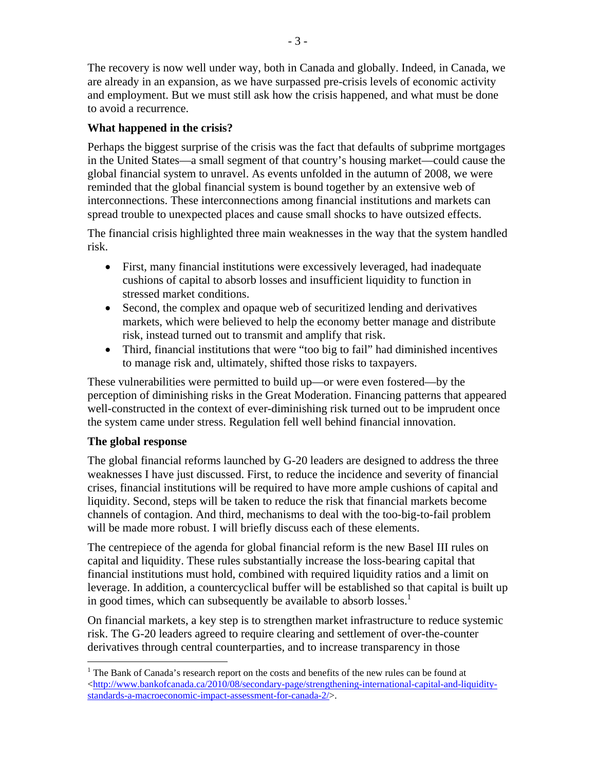The recovery is now well under way, both in Canada and globally. Indeed, in Canada, we are already in an expansion, as we have surpassed pre-crisis levels of economic activity and employment. But we must still ask how the crisis happened, and what must be done to avoid a recurrence.

**What happened in the crisis?**

Perhaps the biggest surprise of the crisis was the fact that defaults of subprime mortgages in the United States—a small segment of that country's housing market—could cause the global financial system to unravel. As events unfolded in the autumn of 2008, we were reminded that the global financial system is bound together by an extensive web of interconnections. These interconnections among financial institutions and markets can spread trouble to unexpected places and cause small shocks to have outsized effects.

The financial crisis highlighted three main weaknesses in the way that the system handled risk.

- First, many financial institutions were excessively leveraged, had inadequate cushions of capital to absorb losses and insufficient liquidity to function in stressed market conditions.
- Second, the complex and opaque web of securitized lending and derivatives markets, which were believed to help the economy better manage and distribute risk, instead turned out to transmit and amplify that risk.
- Third, financial institutions that were "too big to fail" had diminished incentives to manage risk and, ultimately, shifted those risks to taxpayers.

These vulnerabilities were permitted to build up—or were even fostered—by the perception of diminishing risks in the Great Moderation. Financing patterns that appeared well-constructed in the context of ever-diminishing risk turned out to be imprudent once the system came under stress. Regulation fell well behind financial innovation.

**The global response**

The global financial reforms launched by G-20 leaders are designed to address the three weaknesses I have just discussed. First, to reduce the incidence and severity of financial crises, financial institutions will be required to have more ample cushions of capital and liquidity. Second, steps will be taken to reduce the risk that financial markets become channels of contagion. And third, mechanisms to deal with the too-big-to-fail problem will be made more robust. I will briefly discuss each of these elements.

The centrepiece of the agenda for global financial reform is the new Basel III rules on capital and liquidity. These rules substantially increase the loss-bearing capital that financial institutions must hold, combined with required liquidity ratios and a limit on leverage. In addition, a countercyclical buffer will be established so that capital is built up in good times, which can subsequently be available to absorb losses.[1]

On financial markets, a key step is to strengthen market infrastructure to reduce systemic risk. The G-20 leaders agreed to require clearing and settlement of over-the-counter derivatives through central counterparties, and to increase transparency in those

[1] The Bank of Canada's research report on the costs and benefits of the new rules can be found at <http://www.bankofcanada.ca/2010/08/secondary-page/strengthening-international-capital-and-liquidity-standards-a-macroeconomic-impact-assessment-for-canada-2/>.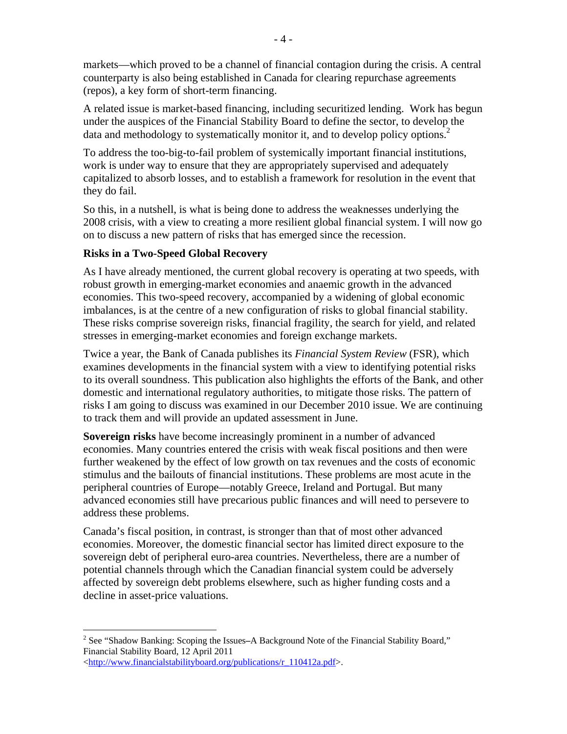markets—which proved to be a channel of financial contagion during the crisis. A central counterparty is also being established in Canada for clearing repurchase agreements (repos), a key form of short-term financing.

A related issue is market-based financing, including securitized lending. Work has begun under the auspices of the Financial Stability Board to define the sector, to develop the data and methodology to systematically monitor it, and to develop policy options.[2]

To address the too-big-to-fail problem of systemically important financial institutions, work is under way to ensure that they are appropriately supervised and adequately capitalized to absorb losses, and to establish a framework for resolution in the event that they do fail.

So this, in a nutshell, is what is being done to address the weaknesses underlying the 2008 crisis, with a view to creating a more resilient global financial system. I will now go on to discuss a new pattern of risks that has emerged since the recession.

### Risks in a Two-Speed Global Recovery

As I have already mentioned, the current global recovery is operating at two speeds, with robust growth in emerging-market economies and anaemic growth in the advanced economies. This two-speed recovery, accompanied by a widening of global economic imbalances, is at the centre of a new configuration of risks to global financial stability. These risks comprise sovereign risks, financial fragility, the search for yield, and related stresses in emerging-market economies and foreign exchange markets.

Twice a year, the Bank of Canada publishes its *Financial System Review* (FSR), which examines developments in the financial system with a view to identifying potential risks to its overall soundness. This publication also highlights the efforts of the Bank, and other domestic and international regulatory authorities, to mitigate those risks. The pattern of risks I am going to discuss was examined in our December 2010 issue. We are continuing to track them and will provide an updated assessment in June.

**Sovereign risks** have become increasingly prominent in a number of advanced economies. Many countries entered the crisis with weak fiscal positions and then were further weakened by the effect of low growth on tax revenues and the costs of economic stimulus and the bailouts of financial institutions. These problems are most acute in the peripheral countries of Europe—notably Greece, Ireland and Portugal. But many advanced economies still have precarious public finances and will need to persevere to address these problems.

Canada's fiscal position, in contrast, is stronger than that of most other advanced economies. Moreover, the domestic financial sector has limited direct exposure to the sovereign debt of peripheral euro-area countries. Nevertheless, there are a number of potential channels through which the Canadian financial system could be adversely affected by sovereign debt problems elsewhere, such as higher funding costs and a decline in asset-price valuations.

---

[2] See "Shadow Banking: Scoping the Issues–A Background Note of the Financial Stability Board," Financial Stability Board, 12 April 2011 <http://www.financialstabilityboard.org/publications/r_110412a.pdf>.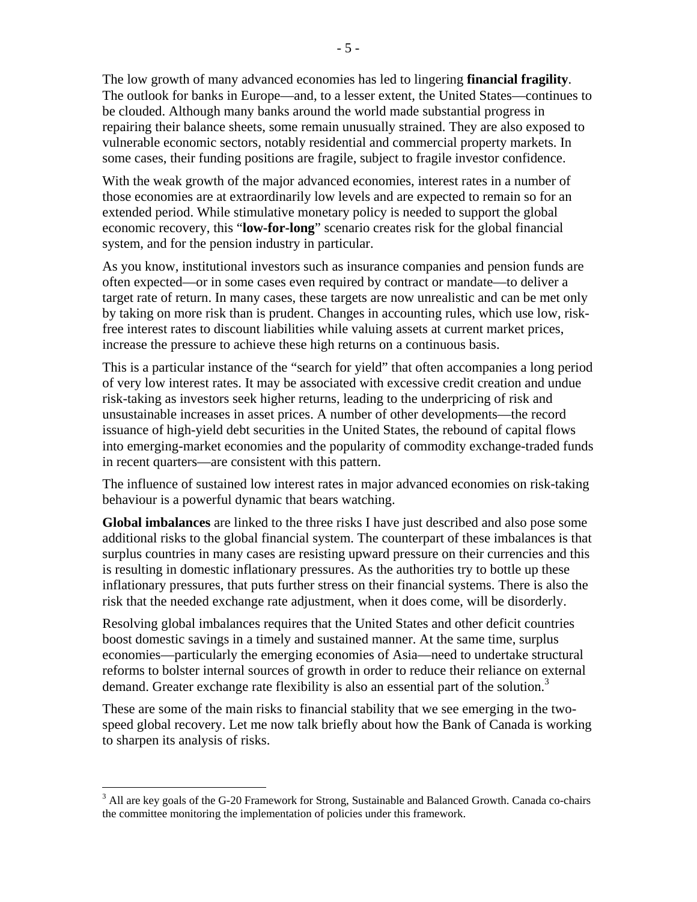The low growth of many advanced economies has led to lingering **financial fragility**. The outlook for banks in Europe—and, to a lesser extent, the United States—continues to be clouded. Although many banks around the world made substantial progress in repairing their balance sheets, some remain unusually strained. They are also exposed to vulnerable economic sectors, notably residential and commercial property markets. In some cases, their funding positions are fragile, subject to fragile investor confidence.

With the weak growth of the major advanced economies, interest rates in a number of those economies are at extraordinarily low levels and are expected to remain so for an extended period. While stimulative monetary policy is needed to support the global economic recovery, this "**low-for-long**" scenario creates risk for the global financial system, and for the pension industry in particular.

As you know, institutional investors such as insurance companies and pension funds are often expected—or in some cases even required by contract or mandate—to deliver a target rate of return. In many cases, these targets are now unrealistic and can be met only by taking on more risk than is prudent. Changes in accounting rules, which use low, risk-free interest rates to discount liabilities while valuing assets at current market prices, increase the pressure to achieve these high returns on a continuous basis.

This is a particular instance of the "search for yield" that often accompanies a long period of very low interest rates. It may be associated with excessive credit creation and undue risk-taking as investors seek higher returns, leading to the underpricing of risk and unsustainable increases in asset prices. A number of other developments—the record issuance of high-yield debt securities in the United States, the rebound of capital flows into emerging-market economies and the popularity of commodity exchange-traded funds in recent quarters—are consistent with this pattern.

The influence of sustained low interest rates in major advanced economies on risk-taking behaviour is a powerful dynamic that bears watching.

**Global imbalances** are linked to the three risks I have just described and also pose some additional risks to the global financial system. The counterpart of these imbalances is that surplus countries in many cases are resisting upward pressure on their currencies and this is resulting in domestic inflationary pressures. As the authorities try to bottle up these inflationary pressures, that puts further stress on their financial systems. There is also the risk that the needed exchange rate adjustment, when it does come, will be disorderly.

Resolving global imbalances requires that the United States and other deficit countries boost domestic savings in a timely and sustained manner. At the same time, surplus economies—particularly the emerging economies of Asia—need to undertake structural reforms to bolster internal sources of growth in order to reduce their reliance on external demand. Greater exchange rate flexibility is also an essential part of the solution.[3]

These are some of the main risks to financial stability that we see emerging in the two-speed global recovery. Let me now talk briefly about how the Bank of Canada is working to sharpen its analysis of risks.

---

[3] All are key goals of the G-20 Framework for Strong, Sustainable and Balanced Growth. Canada co-chairs the committee monitoring the implementation of policies under this framework.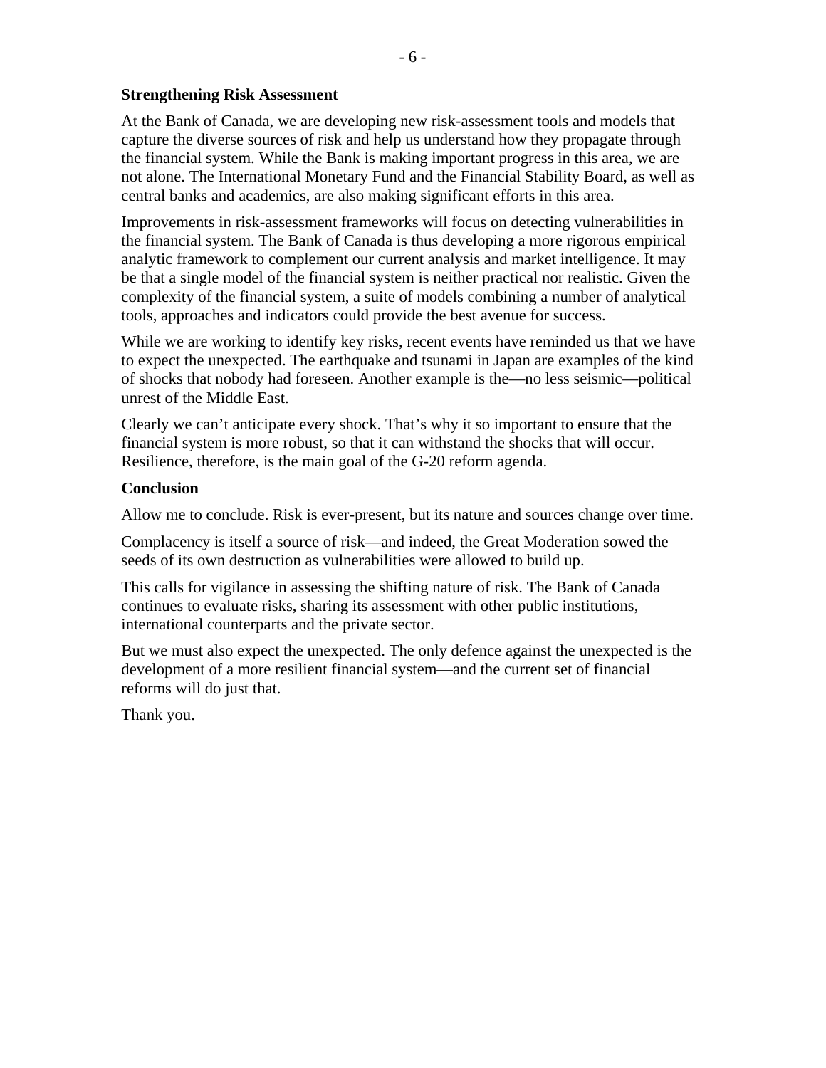**Strengthening Risk Assessment**

At the Bank of Canada, we are developing new risk-assessment tools and models that capture the diverse sources of risk and help us understand how they propagate through the financial system. While the Bank is making important progress in this area, we are not alone. The International Monetary Fund and the Financial Stability Board, as well as central banks and academics, are also making significant efforts in this area.

Improvements in risk-assessment frameworks will focus on detecting vulnerabilities in the financial system. The Bank of Canada is thus developing a more rigorous empirical analytic framework to complement our current analysis and market intelligence. It may be that a single model of the financial system is neither practical nor realistic. Given the complexity of the financial system, a suite of models combining a number of analytical tools, approaches and indicators could provide the best avenue for success.

While we are working to identify key risks, recent events have reminded us that we have to expect the unexpected. The earthquake and tsunami in Japan are examples of the kind of shocks that nobody had foreseen. Another example is the—no less seismic—political unrest of the Middle East.

Clearly we can't anticipate every shock. That's why it so important to ensure that the financial system is more robust, so that it can withstand the shocks that will occur. Resilience, therefore, is the main goal of the G-20 reform agenda.

**Conclusion**

Allow me to conclude. Risk is ever-present, but its nature and sources change over time.

Complacency is itself a source of risk—and indeed, the Great Moderation sowed the seeds of its own destruction as vulnerabilities were allowed to build up.

This calls for vigilance in assessing the shifting nature of risk. The Bank of Canada continues to evaluate risks, sharing its assessment with other public institutions, international counterparts and the private sector.

But we must also expect the unexpected. The only defence against the unexpected is the development of a more resilient financial system—and the current set of financial reforms will do just that.

Thank you.